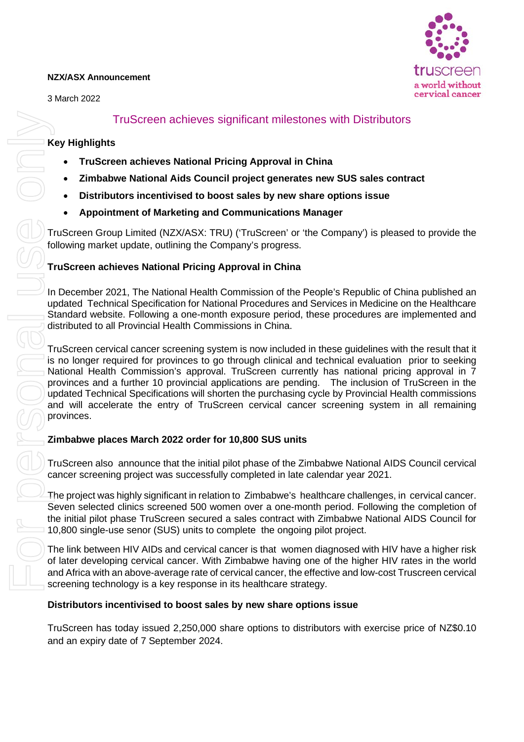**NZX/ASX Announcement**

3 March 2022

truscreen
a world without cervical cancer

# TruScreen achieves significant milestones with Distributors

**Key Highlights**

- **TruScreen achieves National Pricing Approval in China**
- **Zimbabwe National Aids Council project generates new SUS sales contract**
- **Distributors incentivised to boost sales by new share options issue**
- **Appointment of Marketing and Communications Manager**

TruScreen Group Limited (NZX/ASX: TRU) ('TruScreen' or 'the Company') is pleased to provide the following market update, outlining the Company's progress.

**TruScreen achieves National Pricing Approval in China**

In December 2021, The National Health Commission of the People's Republic of China published an updated Technical Specification for National Procedures and Services in Medicine on the Healthcare Standard website. Following a one-month exposure period, these procedures are implemented and distributed to all Provincial Health Commissions in China.

TruScreen cervical cancer screening system is now included in these guidelines with the result that it is no longer required for provinces to go through clinical and technical evaluation prior to seeking National Health Commission's approval. TruScreen currently has national pricing approval in 7 provinces and a further 10 provincial applications are pending. The inclusion of TruScreen in the updated Technical Specifications will shorten the purchasing cycle by Provincial Health commissions and will accelerate the entry of TruScreen cervical cancer screening system in all remaining provinces.

**Zimbabwe places March 2022 order for 10,800 SUS units**

TruScreen also announce that the initial pilot phase of the Zimbabwe National AIDS Council cervical cancer screening project was successfully completed in late calendar year 2021.

The project was highly significant in relation to Zimbabwe's healthcare challenges, in cervical cancer. Seven selected clinics screened 500 women over a one-month period. Following the completion of the initial pilot phase TruScreen secured a sales contract with Zimbabwe National AIDS Council for 10,800 single-use senor (SUS) units to complete the ongoing pilot project.

The link between HIV AIDs and cervical cancer is that women diagnosed with HIV have a higher risk of later developing cervical cancer. With Zimbabwe having one of the higher HIV rates in the world and Africa with an above-average rate of cervical cancer, the effective and low-cost Truscreen cervical screening technology is a key response in its healthcare strategy.

**Distributors incentivised to boost sales by new share options issue**

TruScreen has today issued 2,250,000 share options to distributors with exercise price of NZ$0.10 and an expiry date of 7 September 2024.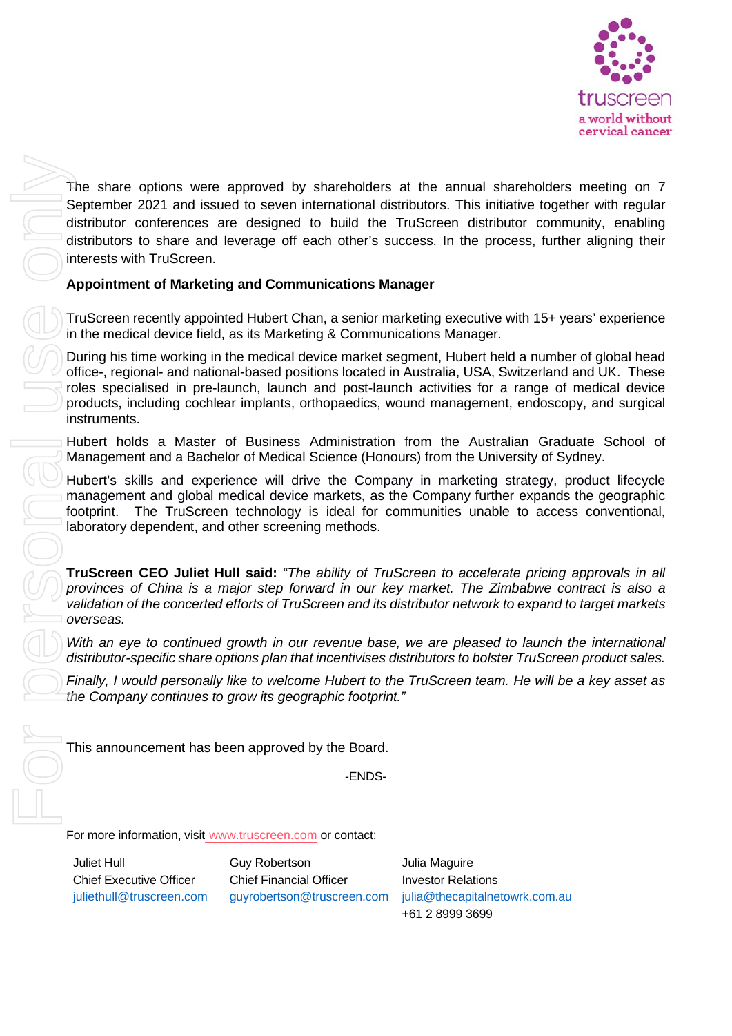The share options were approved by shareholders at the annual shareholders meeting on 7 September 2021 and issued to seven international distributors. This initiative together with regular distributor conferences are designed to build the TruScreen distributor community, enabling distributors to share and leverage off each other's success. In the process, further aligning their interests with TruScreen.

**Appointment of Marketing and Communications Manager**

TruScreen recently appointed Hubert Chan, a senior marketing executive with 15+ years' experience in the medical device field, as its Marketing & Communications Manager.

During his time working in the medical device market segment, Hubert held a number of global head office-, regional- and national-based positions located in Australia, USA, Switzerland and UK. These roles specialised in pre-launch, launch and post-launch activities for a range of medical device products, including cochlear implants, orthopaedics, wound management, endoscopy, and surgical instruments.

Hubert holds a Master of Business Administration from the Australian Graduate School of Management and a Bachelor of Medical Science (Honours) from the University of Sydney.

Hubert's skills and experience will drive the Company in marketing strategy, product lifecycle management and global medical device markets, as the Company further expands the geographic footprint. The TruScreen technology is ideal for communities unable to access conventional, laboratory dependent, and other screening methods.

**TruScreen CEO Juliet Hull said:** *"The ability of TruScreen to accelerate pricing approvals in all provinces of China is a major step forward in our key market. The Zimbabwe contract is also a validation of the concerted efforts of TruScreen and its distributor network to expand to target markets overseas.*

*With an eye to continued growth in our revenue base, we are pleased to launch the international distributor-specific share options plan that incentivises distributors to bolster TruScreen product sales.*

*Finally, I would personally like to welcome Hubert to the TruScreen team. He will be a key asset as the Company continues to grow its geographic footprint."*

This announcement has been approved by the Board.

-ENDS-

For more information, visit www.truscreen.com or contact:

| Juliet Hull | Guy Robertson | Julia Maguire |
|---|---|---|
| Chief Executive Officer | Chief Financial Officer | Investor Relations |
| juliethull@truscreen.com | guyrobertson@truscreen.com | julia@thecapitalnetowrk.com.au |
| | | +61 2 8999 3699 |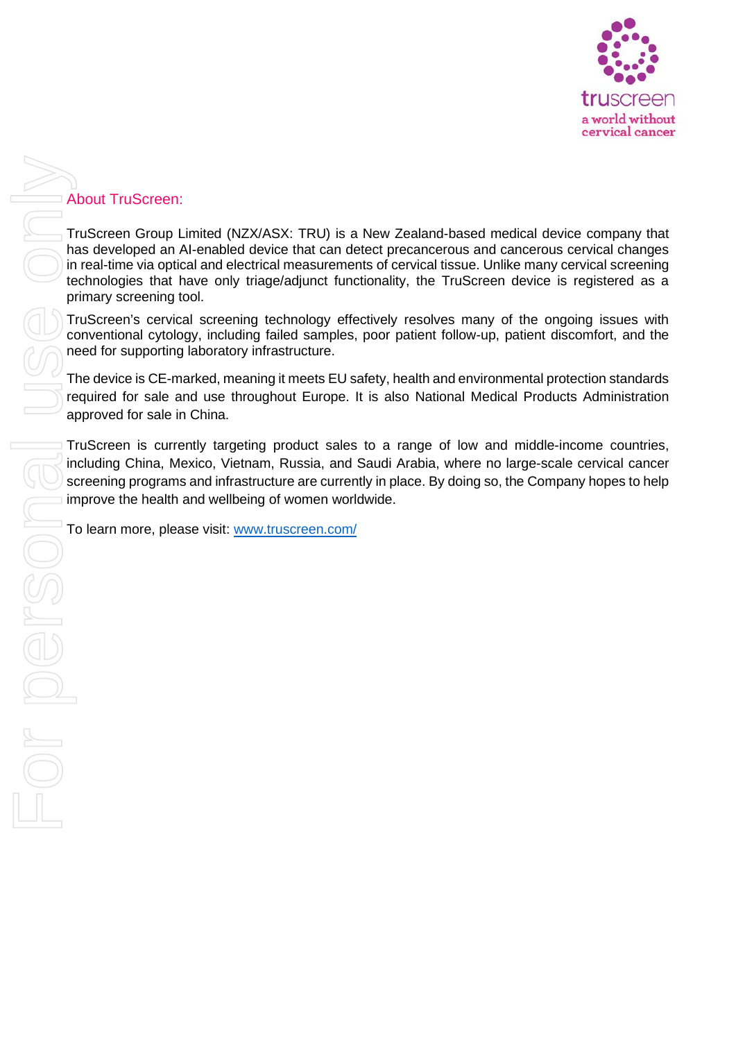## About TruScreen:

TruScreen Group Limited (NZX/ASX: TRU) is a New Zealand-based medical device company that has developed an AI-enabled device that can detect precancerous and cancerous cervical changes in real-time via optical and electrical measurements of cervical tissue. Unlike many cervical screening technologies that have only triage/adjunct functionality, the TruScreen device is registered as a primary screening tool.

TruScreen's cervical screening technology effectively resolves many of the ongoing issues with conventional cytology, including failed samples, poor patient follow-up, patient discomfort, and the need for supporting laboratory infrastructure.

The device is CE-marked, meaning it meets EU safety, health and environmental protection standards required for sale and use throughout Europe. It is also National Medical Products Administration approved for sale in China.

TruScreen is currently targeting product sales to a range of low and middle-income countries, including China, Mexico, Vietnam, Russia, and Saudi Arabia, where no large-scale cervical cancer screening programs and infrastructure are currently in place. By doing so, the Company hopes to help improve the health and wellbeing of women worldwide.

To learn more, please visit: [www.truscreen.com/](www.truscreen.com/)